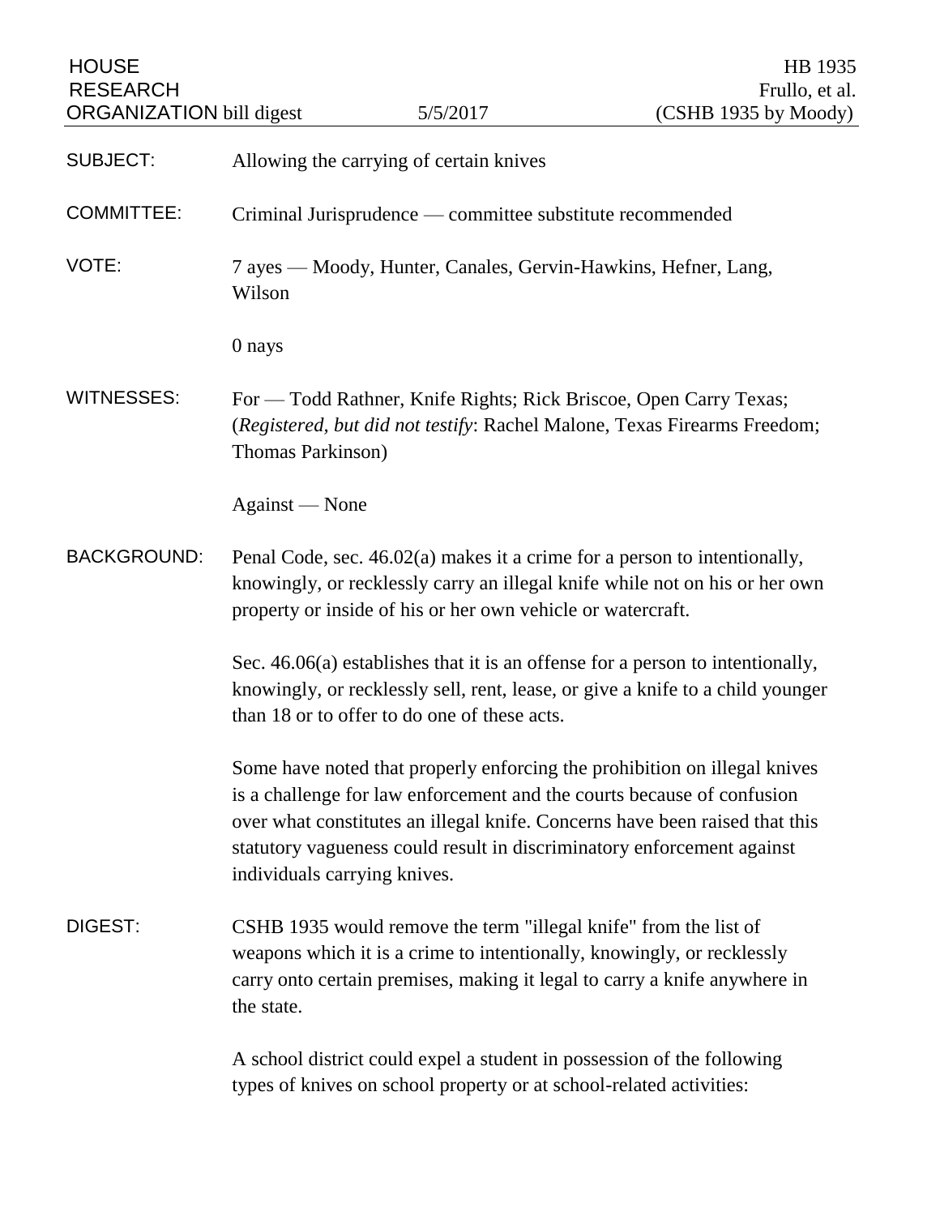HOUSE RESEARCH ORGANIZATION bill digest — 5/5/2017

HB 1935
Frullo, et al.
(CSHB 1935 by Moody)

**SUBJECT:** Allowing the carrying of certain knives

**COMMITTEE:** Criminal Jurisprudence — committee substitute recommended

**VOTE:** 7 ayes — Moody, Hunter, Canales, Gervin-Hawkins, Hefner, Lang, Wilson

0 nays

**WITNESSES:** For — Todd Rathner, Knife Rights; Rick Briscoe, Open Carry Texas; (*Registered, but did not testify*: Rachel Malone, Texas Firearms Freedom; Thomas Parkinson)

Against — None

**BACKGROUND:** Penal Code, sec. 46.02(a) makes it a crime for a person to intentionally, knowingly, or recklessly carry an illegal knife while not on his or her own property or inside of his or her own vehicle or watercraft.

Sec. 46.06(a) establishes that it is an offense for a person to intentionally, knowingly, or recklessly sell, rent, lease, or give a knife to a child younger than 18 or to offer to do one of these acts.

Some have noted that properly enforcing the prohibition on illegal knives is a challenge for law enforcement and the courts because of confusion over what constitutes an illegal knife. Concerns have been raised that this statutory vagueness could result in discriminatory enforcement against individuals carrying knives.

**DIGEST:** CSHB 1935 would remove the term "illegal knife" from the list of weapons which it is a crime to intentionally, knowingly, or recklessly carry onto certain premises, making it legal to carry a knife anywhere in the state.

A school district could expel a student in possession of the following types of knives on school property or at school-related activities: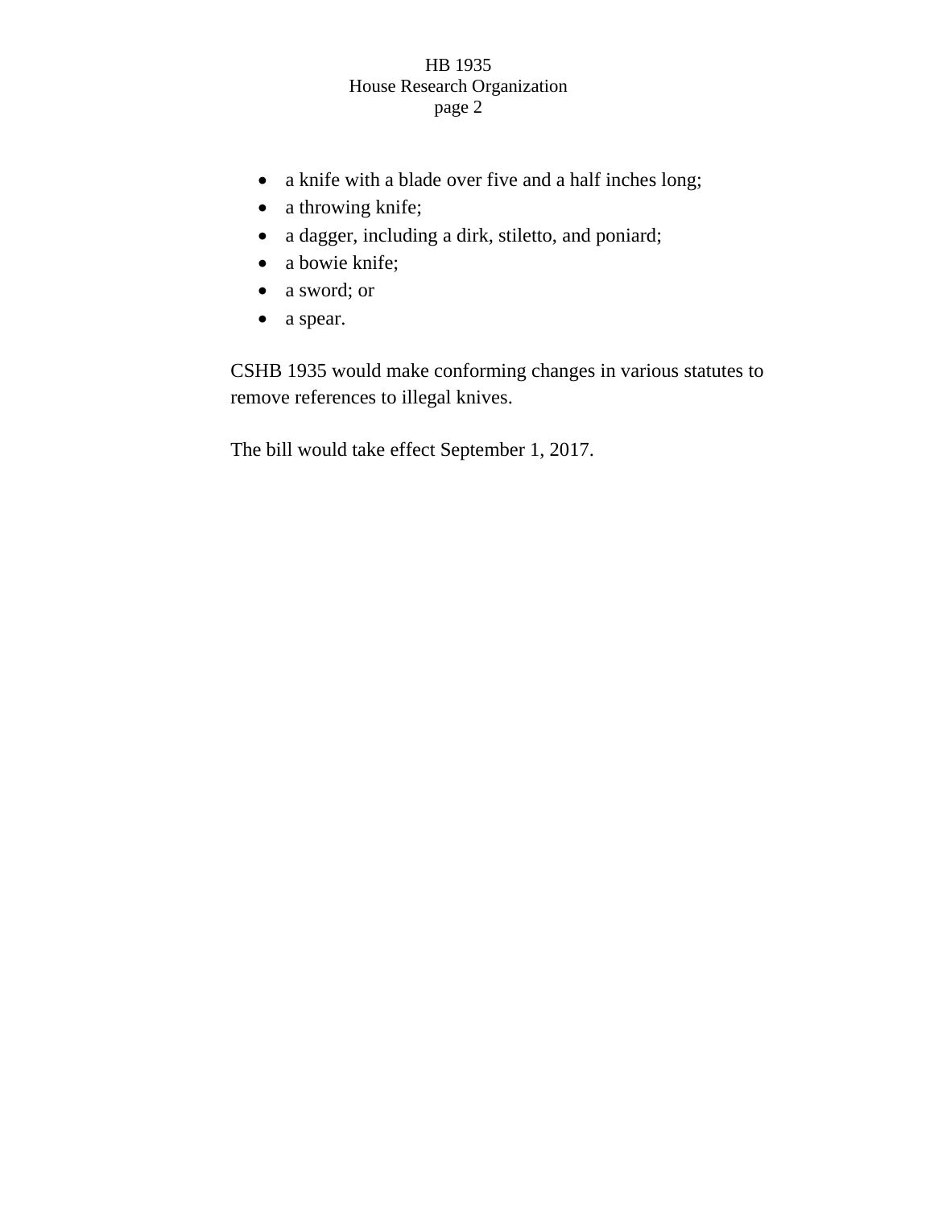- a knife with a blade over five and a half inches long;
- a throwing knife;
- a dagger, including a dirk, stiletto, and poniard;
- a bowie knife;
- a sword; or
- a spear.

CSHB 1935 would make conforming changes in various statutes to remove references to illegal knives.

The bill would take effect September 1, 2017.